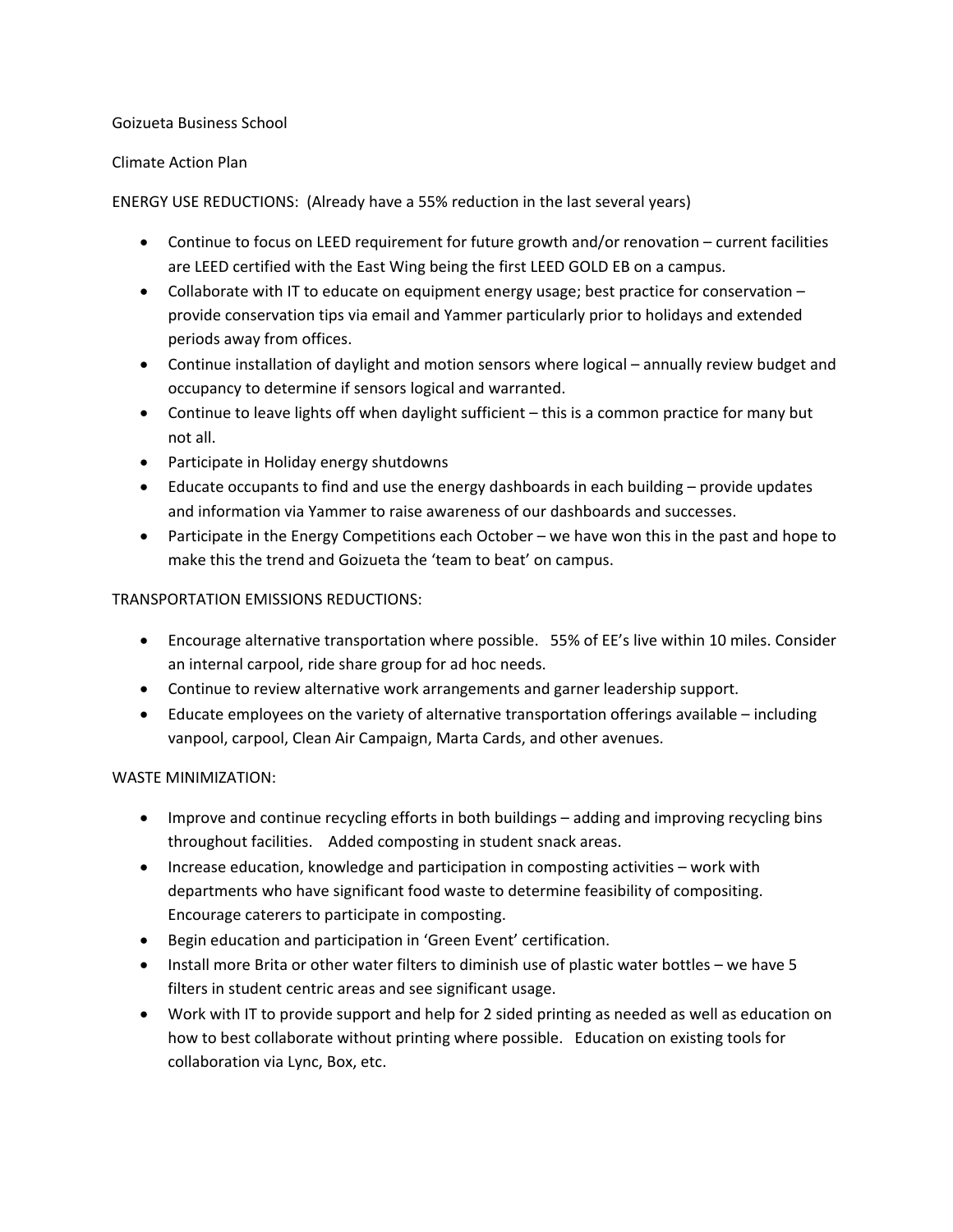Goizueta Business School

Climate Action Plan

ENERGY USE REDUCTIONS: (Already have a 55% reduction in the last several years)

- Continue to focus on LEED requirement for future growth and/or renovation – current facilities are LEED certified with the East Wing being the first LEED GOLD EB on a campus.
- Collaborate with IT to educate on equipment energy usage; best practice for conservation – provide conservation tips via email and Yammer particularly prior to holidays and extended periods away from offices.
- Continue installation of daylight and motion sensors where logical – annually review budget and occupancy to determine if sensors logical and warranted.
- Continue to leave lights off when daylight sufficient – this is a common practice for many but not all.
- Participate in Holiday energy shutdowns
- Educate occupants to find and use the energy dashboards in each building – provide updates and information via Yammer to raise awareness of our dashboards and successes.
- Participate in the Energy Competitions each October – we have won this in the past and hope to make this the trend and Goizueta the 'team to beat' on campus.

TRANSPORTATION EMISSIONS REDUCTIONS:

- Encourage alternative transportation where possible. 55% of EE's live within 10 miles. Consider an internal carpool, ride share group for ad hoc needs.
- Continue to review alternative work arrangements and garner leadership support.
- Educate employees on the variety of alternative transportation offerings available – including vanpool, carpool, Clean Air Campaign, Marta Cards, and other avenues.

WASTE MINIMIZATION:

- Improve and continue recycling efforts in both buildings – adding and improving recycling bins throughout facilities. Added composting in student snack areas.
- Increase education, knowledge and participation in composting activities – work with departments who have significant food waste to determine feasibility of compositing. Encourage caterers to participate in composting.
- Begin education and participation in 'Green Event' certification.
- Install more Brita or other water filters to diminish use of plastic water bottles – we have 5 filters in student centric areas and see significant usage.
- Work with IT to provide support and help for 2 sided printing as needed as well as education on how to best collaborate without printing where possible. Education on existing tools for collaboration via Lync, Box, etc.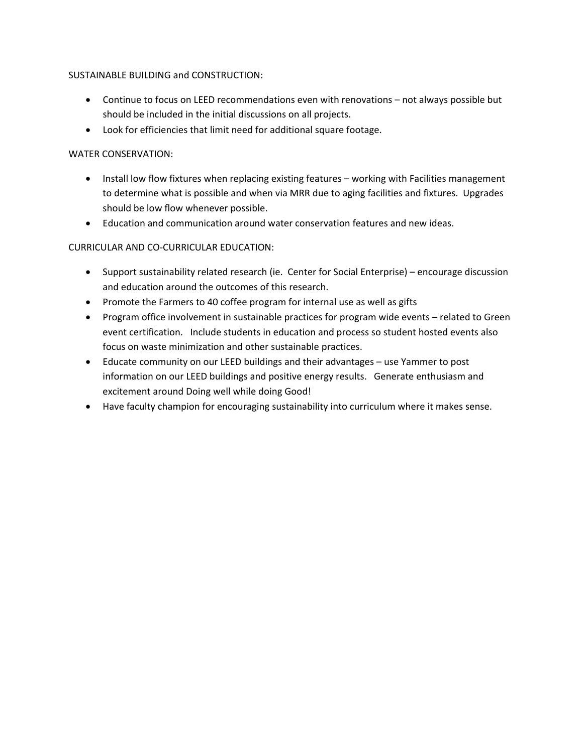SUSTAINABLE BUILDING and CONSTRUCTION:

- Continue to focus on LEED recommendations even with renovations – not always possible but should be included in the initial discussions on all projects.
- Look for efficiencies that limit need for additional square footage.

WATER CONSERVATION:

- Install low flow fixtures when replacing existing features – working with Facilities management to determine what is possible and when via MRR due to aging facilities and fixtures. Upgrades should be low flow whenever possible.
- Education and communication around water conservation features and new ideas.

CURRICULAR AND CO-CURRICULAR EDUCATION:

- Support sustainability related research (ie. Center for Social Enterprise) – encourage discussion and education around the outcomes of this research.
- Promote the Farmers to 40 coffee program for internal use as well as gifts
- Program office involvement in sustainable practices for program wide events – related to Green event certification. Include students in education and process so student hosted events also focus on waste minimization and other sustainable practices.
- Educate community on our LEED buildings and their advantages – use Yammer to post information on our LEED buildings and positive energy results. Generate enthusiasm and excitement around Doing well while doing Good!
- Have faculty champion for encouraging sustainability into curriculum where it makes sense.